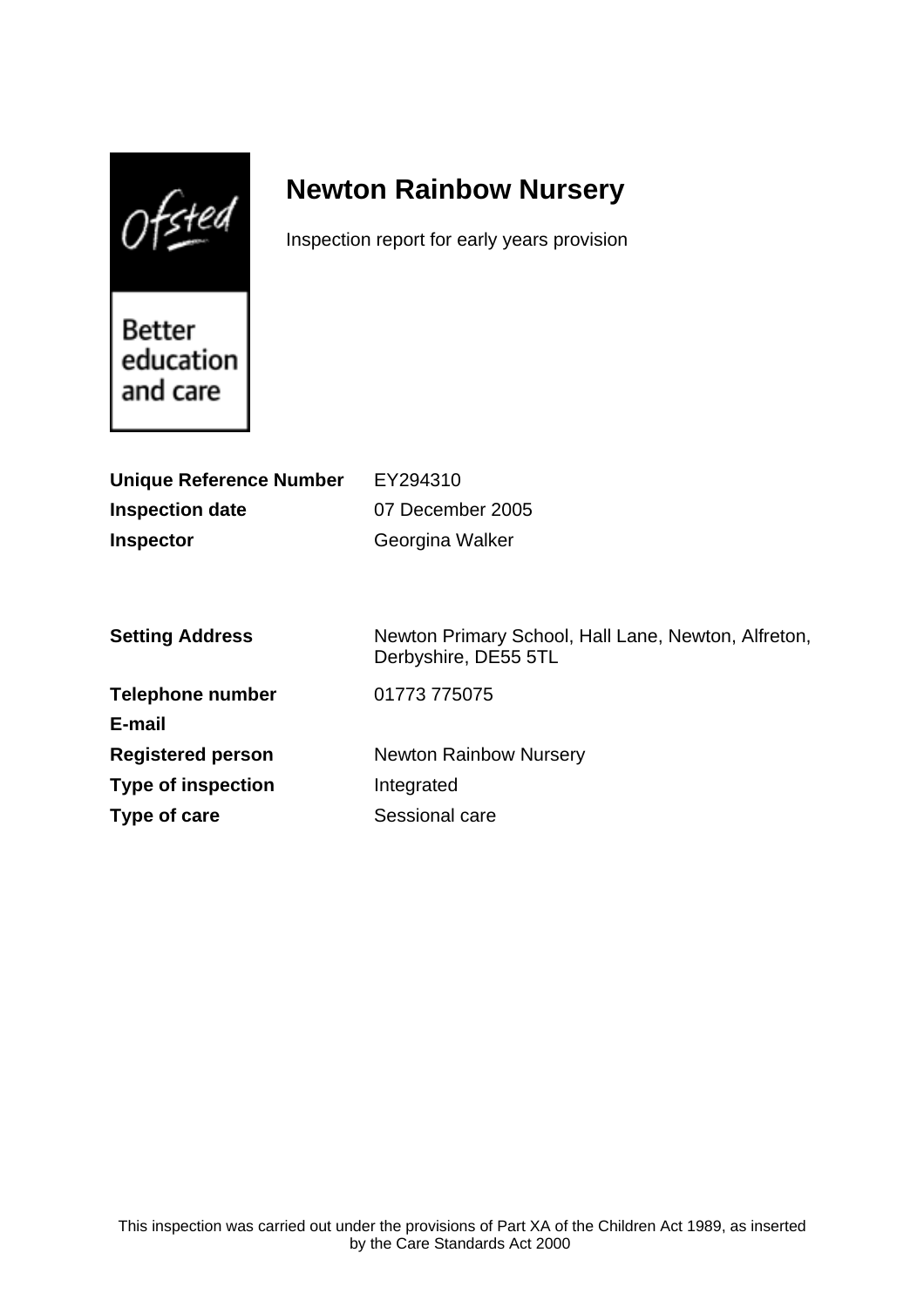Ofsted

Better education and care

# Newton Rainbow Nursery

Inspection report for early years provision

| | |
|---|---|
| **Unique Reference Number** | EY294310 |
| **Inspection date** | 07 December 2005 |
| **Inspector** | Georgina Walker |

| | |
|---|---|
| **Setting Address** | Newton Primary School, Hall Lane, Newton, Alfreton, Derbyshire, DE55 5TL |
| **Telephone number** | 01773 775075 |
| **E-mail** | |
| **Registered person** | Newton Rainbow Nursery |
| **Type of inspection** | Integrated |
| **Type of care** | Sessional care |

This inspection was carried out under the provisions of Part XA of the Children Act 1989, as inserted by the Care Standards Act 2000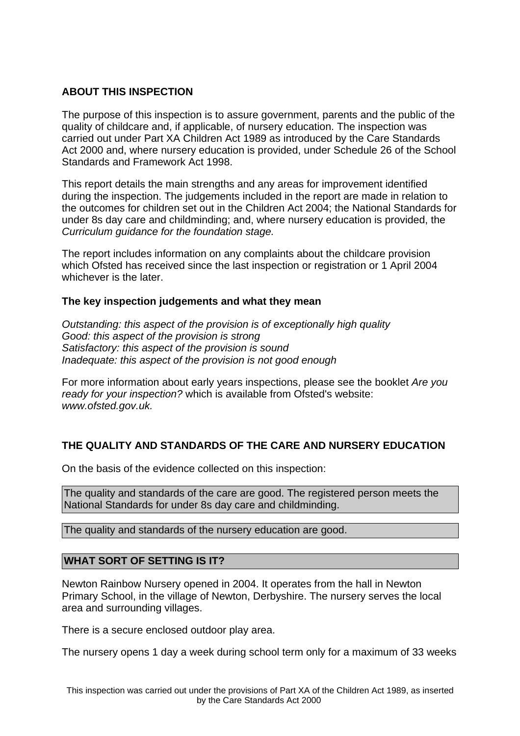## ABOUT THIS INSPECTION

The purpose of this inspection is to assure government, parents and the public of the quality of childcare and, if applicable, of nursery education. The inspection was carried out under Part XA Children Act 1989 as introduced by the Care Standards Act 2000 and, where nursery education is provided, under Schedule 26 of the School Standards and Framework Act 1998.

This report details the main strengths and any areas for improvement identified during the inspection. The judgements included in the report are made in relation to the outcomes for children set out in the Children Act 2004; the National Standards for under 8s day care and childminding; and, where nursery education is provided, the *Curriculum guidance for the foundation stage.*

The report includes information on any complaints about the childcare provision which Ofsted has received since the last inspection or registration or 1 April 2004 whichever is the later.

### The key inspection judgements and what they mean

*Outstanding: this aspect of the provision is of exceptionally high quality*
*Good: this aspect of the provision is strong*
*Satisfactory: this aspect of the provision is sound*
*Inadequate: this aspect of the provision is not good enough*

For more information about early years inspections, please see the booklet *Are you ready for your inspection?* which is available from Ofsted's website: *www.ofsted.gov.uk.*

## THE QUALITY AND STANDARDS OF THE CARE AND NURSERY EDUCATION

On the basis of the evidence collected on this inspection:

The quality and standards of the care are good. The registered person meets the National Standards for under 8s day care and childminding.

The quality and standards of the nursery education are good.

## WHAT SORT OF SETTING IS IT?

Newton Rainbow Nursery opened in 2004. It operates from the hall in Newton Primary School, in the village of Newton, Derbyshire. The nursery serves the local area and surrounding villages.

There is a secure enclosed outdoor play area.

The nursery opens 1 day a week during school term only for a maximum of 33 weeks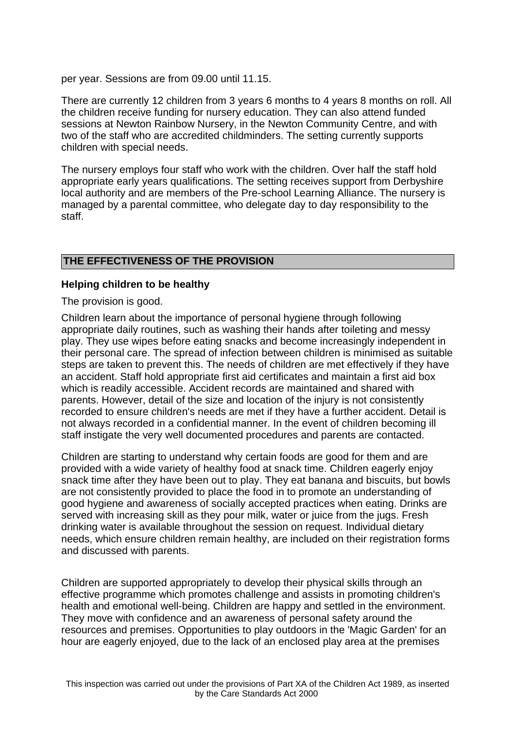per year. Sessions are from 09.00 until 11.15.

There are currently 12 children from 3 years 6 months to 4 years 8 months on roll. All the children receive funding for nursery education. They can also attend funded sessions at Newton Rainbow Nursery, in the Newton Community Centre, and with two of the staff who are accredited childminders. The setting currently supports children with special needs.

The nursery employs four staff who work with the children. Over half the staff hold appropriate early years qualifications. The setting receives support from Derbyshire local authority and are members of the Pre-school Learning Alliance. The nursery is managed by a parental committee, who delegate day to day responsibility to the staff.

## THE EFFECTIVENESS OF THE PROVISION

### Helping children to be healthy

The provision is good.

Children learn about the importance of personal hygiene through following appropriate daily routines, such as washing their hands after toileting and messy play. They use wipes before eating snacks and become increasingly independent in their personal care. The spread of infection between children is minimised as suitable steps are taken to prevent this. The needs of children are met effectively if they have an accident. Staff hold appropriate first aid certificates and maintain a first aid box which is readily accessible. Accident records are maintained and shared with parents. However, detail of the size and location of the injury is not consistently recorded to ensure children's needs are met if they have a further accident. Detail is not always recorded in a confidential manner. In the event of children becoming ill staff instigate the very well documented procedures and parents are contacted.

Children are starting to understand why certain foods are good for them and are provided with a wide variety of healthy food at snack time. Children eagerly enjoy snack time after they have been out to play. They eat banana and biscuits, but bowls are not consistently provided to place the food in to promote an understanding of good hygiene and awareness of socially accepted practices when eating. Drinks are served with increasing skill as they pour milk, water or juice from the jugs. Fresh drinking water is available throughout the session on request. Individual dietary needs, which ensure children remain healthy, are included on their registration forms and discussed with parents.

Children are supported appropriately to develop their physical skills through an effective programme which promotes challenge and assists in promoting children's health and emotional well-being. Children are happy and settled in the environment. They move with confidence and an awareness of personal safety around the resources and premises. Opportunities to play outdoors in the 'Magic Garden' for an hour are eagerly enjoyed, due to the lack of an enclosed play area at the premises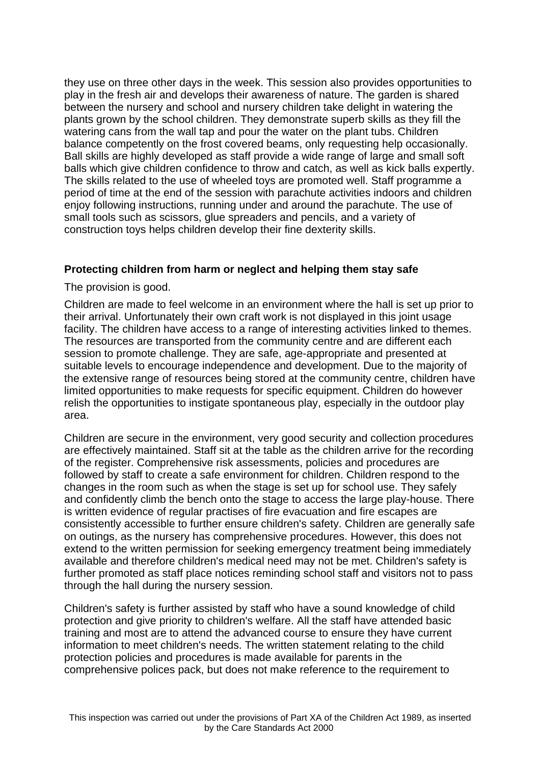they use on three other days in the week. This session also provides opportunities to play in the fresh air and develops their awareness of nature. The garden is shared between the nursery and school and nursery children take delight in watering the plants grown by the school children. They demonstrate superb skills as they fill the watering cans from the wall tap and pour the water on the plant tubs. Children balance competently on the frost covered beams, only requesting help occasionally. Ball skills are highly developed as staff provide a wide range of large and small soft balls which give children confidence to throw and catch, as well as kick balls expertly. The skills related to the use of wheeled toys are promoted well. Staff programme a period of time at the end of the session with parachute activities indoors and children enjoy following instructions, running under and around the parachute. The use of small tools such as scissors, glue spreaders and pencils, and a variety of construction toys helps children develop their fine dexterity skills.

**Protecting children from harm or neglect and helping them stay safe**

The provision is good.

Children are made to feel welcome in an environment where the hall is set up prior to their arrival. Unfortunately their own craft work is not displayed in this joint usage facility. The children have access to a range of interesting activities linked to themes. The resources are transported from the community centre and are different each session to promote challenge. They are safe, age-appropriate and presented at suitable levels to encourage independence and development. Due to the majority of the extensive range of resources being stored at the community centre, children have limited opportunities to make requests for specific equipment. Children do however relish the opportunities to instigate spontaneous play, especially in the outdoor play area.

Children are secure in the environment, very good security and collection procedures are effectively maintained. Staff sit at the table as the children arrive for the recording of the register. Comprehensive risk assessments, policies and procedures are followed by staff to create a safe environment for children. Children respond to the changes in the room such as when the stage is set up for school use. They safely and confidently climb the bench onto the stage to access the large play-house. There is written evidence of regular practises of fire evacuation and fire escapes are consistently accessible to further ensure children's safety. Children are generally safe on outings, as the nursery has comprehensive procedures. However, this does not extend to the written permission for seeking emergency treatment being immediately available and therefore children's medical need may not be met. Children's safety is further promoted as staff place notices reminding school staff and visitors not to pass through the hall during the nursery session.

Children's safety is further assisted by staff who have a sound knowledge of child protection and give priority to children's welfare. All the staff have attended basic training and most are to attend the advanced course to ensure they have current information to meet children's needs. The written statement relating to the child protection policies and procedures is made available for parents in the comprehensive polices pack, but does not make reference to the requirement to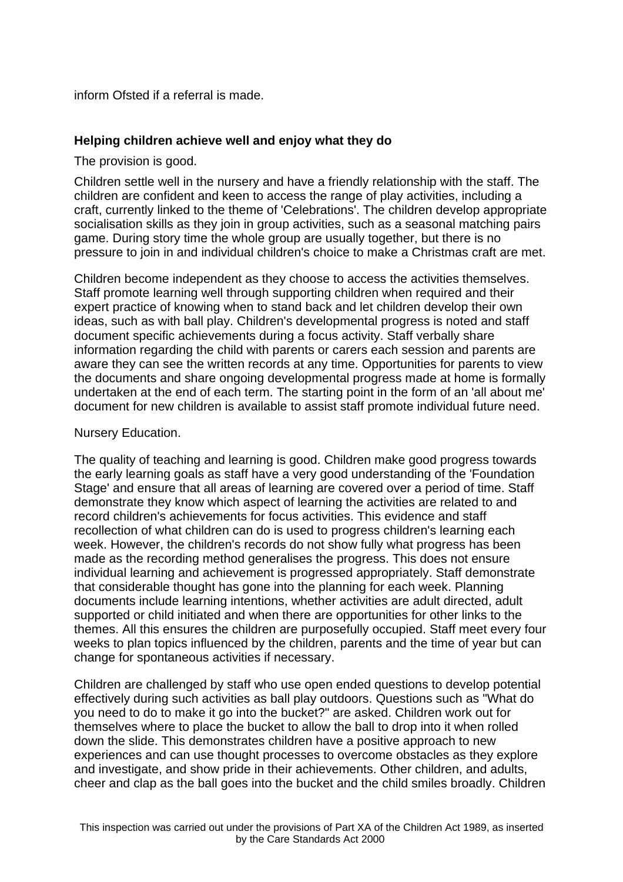inform Ofsted if a referral is made.

**Helping children achieve well and enjoy what they do**

The provision is good.

Children settle well in the nursery and have a friendly relationship with the staff. The children are confident and keen to access the range of play activities, including a craft, currently linked to the theme of 'Celebrations'. The children develop appropriate socialisation skills as they join in group activities, such as a seasonal matching pairs game. During story time the whole group are usually together, but there is no pressure to join in and individual children's choice to make a Christmas craft are met.

Children become independent as they choose to access the activities themselves. Staff promote learning well through supporting children when required and their expert practice of knowing when to stand back and let children develop their own ideas, such as with ball play. Children's developmental progress is noted and staff document specific achievements during a focus activity. Staff verbally share information regarding the child with parents or carers each session and parents are aware they can see the written records at any time. Opportunities for parents to view the documents and share ongoing developmental progress made at home is formally undertaken at the end of each term. The starting point in the form of an 'all about me' document for new children is available to assist staff promote individual future need.

Nursery Education.

The quality of teaching and learning is good. Children make good progress towards the early learning goals as staff have a very good understanding of the 'Foundation Stage' and ensure that all areas of learning are covered over a period of time. Staff demonstrate they know which aspect of learning the activities are related to and record children's achievements for focus activities. This evidence and staff recollection of what children can do is used to progress children's learning each week. However, the children's records do not show fully what progress has been made as the recording method generalises the progress. This does not ensure individual learning and achievement is progressed appropriately. Staff demonstrate that considerable thought has gone into the planning for each week. Planning documents include learning intentions, whether activities are adult directed, adult supported or child initiated and when there are opportunities for other links to the themes. All this ensures the children are purposefully occupied. Staff meet every four weeks to plan topics influenced by the children, parents and the time of year but can change for spontaneous activities if necessary.

Children are challenged by staff who use open ended questions to develop potential effectively during such activities as ball play outdoors. Questions such as "What do you need to do to make it go into the bucket?" are asked. Children work out for themselves where to place the bucket to allow the ball to drop into it when rolled down the slide. This demonstrates children have a positive approach to new experiences and can use thought processes to overcome obstacles as they explore and investigate, and show pride in their achievements. Other children, and adults, cheer and clap as the ball goes into the bucket and the child smiles broadly. Children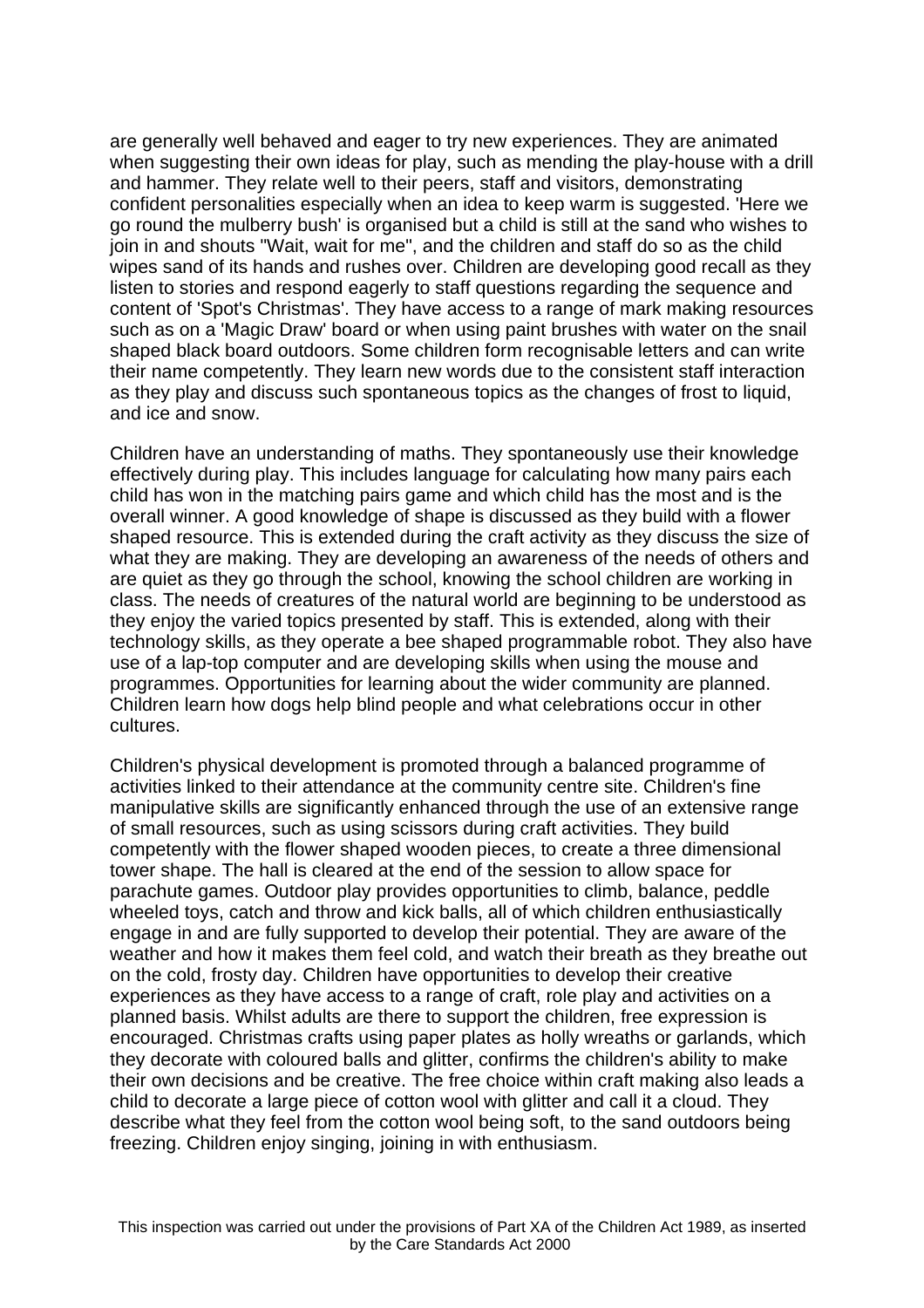are generally well behaved and eager to try new experiences. They are animated when suggesting their own ideas for play, such as mending the play-house with a drill and hammer. They relate well to their peers, staff and visitors, demonstrating confident personalities especially when an idea to keep warm is suggested. 'Here we go round the mulberry bush' is organised but a child is still at the sand who wishes to join in and shouts "Wait, wait for me", and the children and staff do so as the child wipes sand of its hands and rushes over. Children are developing good recall as they listen to stories and respond eagerly to staff questions regarding the sequence and content of 'Spot's Christmas'. They have access to a range of mark making resources such as on a 'Magic Draw' board or when using paint brushes with water on the snail shaped black board outdoors. Some children form recognisable letters and can write their name competently. They learn new words due to the consistent staff interaction as they play and discuss such spontaneous topics as the changes of frost to liquid, and ice and snow.

Children have an understanding of maths. They spontaneously use their knowledge effectively during play. This includes language for calculating how many pairs each child has won in the matching pairs game and which child has the most and is the overall winner. A good knowledge of shape is discussed as they build with a flower shaped resource. This is extended during the craft activity as they discuss the size of what they are making. They are developing an awareness of the needs of others and are quiet as they go through the school, knowing the school children are working in class. The needs of creatures of the natural world are beginning to be understood as they enjoy the varied topics presented by staff. This is extended, along with their technology skills, as they operate a bee shaped programmable robot. They also have use of a lap-top computer and are developing skills when using the mouse and programmes. Opportunities for learning about the wider community are planned. Children learn how dogs help blind people and what celebrations occur in other cultures.

Children's physical development is promoted through a balanced programme of activities linked to their attendance at the community centre site. Children's fine manipulative skills are significantly enhanced through the use of an extensive range of small resources, such as using scissors during craft activities. They build competently with the flower shaped wooden pieces, to create a three dimensional tower shape. The hall is cleared at the end of the session to allow space for parachute games. Outdoor play provides opportunities to climb, balance, peddle wheeled toys, catch and throw and kick balls, all of which children enthusiastically engage in and are fully supported to develop their potential. They are aware of the weather and how it makes them feel cold, and watch their breath as they breathe out on the cold, frosty day. Children have opportunities to develop their creative experiences as they have access to a range of craft, role play and activities on a planned basis. Whilst adults are there to support the children, free expression is encouraged. Christmas crafts using paper plates as holly wreaths or garlands, which they decorate with coloured balls and glitter, confirms the children's ability to make their own decisions and be creative. The free choice within craft making also leads a child to decorate a large piece of cotton wool with glitter and call it a cloud. They describe what they feel from the cotton wool being soft, to the sand outdoors being freezing. Children enjoy singing, joining in with enthusiasm.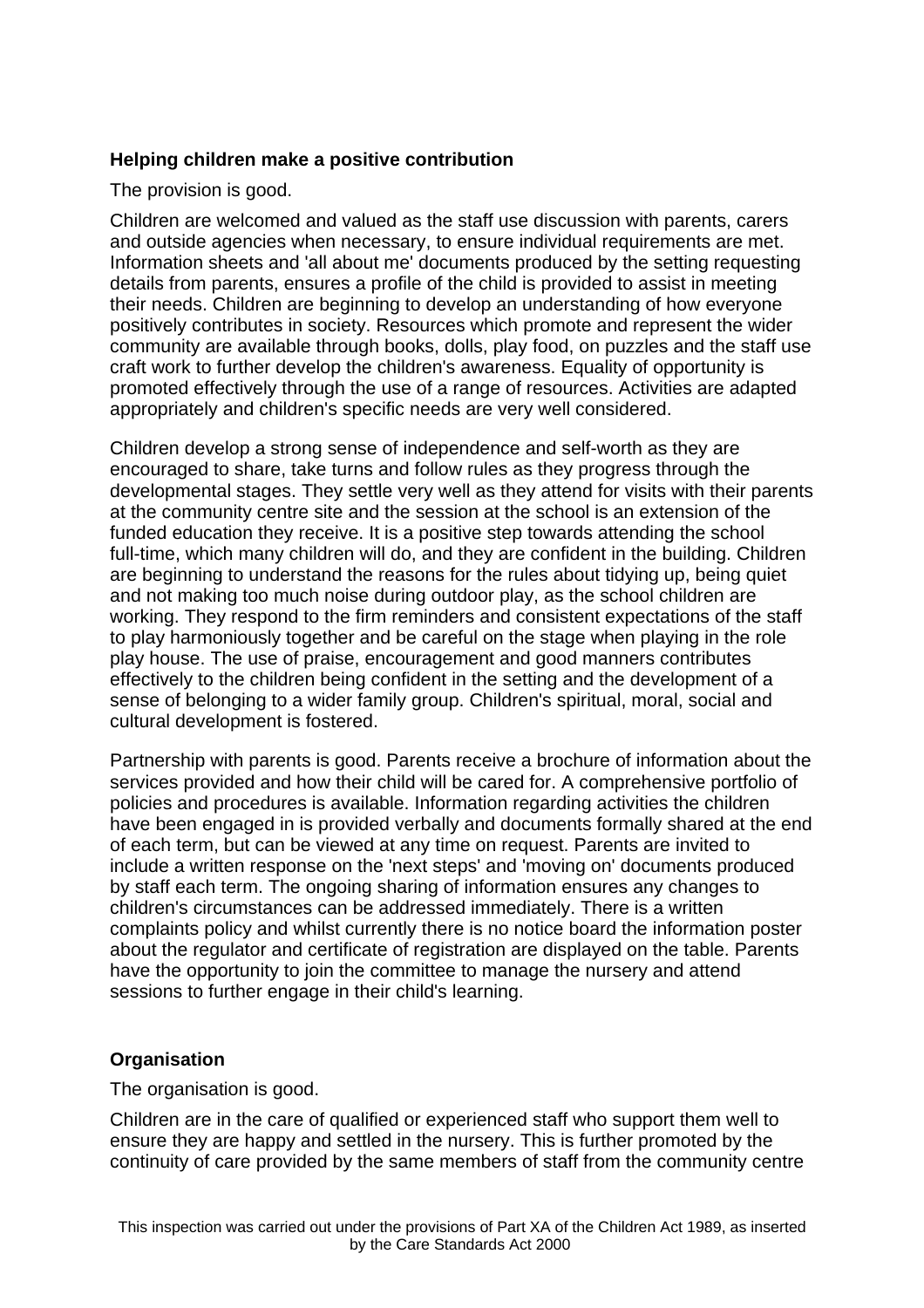**Helping children make a positive contribution**

The provision is good.

Children are welcomed and valued as the staff use discussion with parents, carers and outside agencies when necessary, to ensure individual requirements are met. Information sheets and 'all about me' documents produced by the setting requesting details from parents, ensures a profile of the child is provided to assist in meeting their needs. Children are beginning to develop an understanding of how everyone positively contributes in society. Resources which promote and represent the wider community are available through books, dolls, play food, on puzzles and the staff use craft work to further develop the children's awareness. Equality of opportunity is promoted effectively through the use of a range of resources. Activities are adapted appropriately and children's specific needs are very well considered.

Children develop a strong sense of independence and self-worth as they are encouraged to share, take turns and follow rules as they progress through the developmental stages. They settle very well as they attend for visits with their parents at the community centre site and the session at the school is an extension of the funded education they receive. It is a positive step towards attending the school full-time, which many children will do, and they are confident in the building. Children are beginning to understand the reasons for the rules about tidying up, being quiet and not making too much noise during outdoor play, as the school children are working. They respond to the firm reminders and consistent expectations of the staff to play harmoniously together and be careful on the stage when playing in the role play house. The use of praise, encouragement and good manners contributes effectively to the children being confident in the setting and the development of a sense of belonging to a wider family group. Children's spiritual, moral, social and cultural development is fostered.

Partnership with parents is good. Parents receive a brochure of information about the services provided and how their child will be cared for. A comprehensive portfolio of policies and procedures is available. Information regarding activities the children have been engaged in is provided verbally and documents formally shared at the end of each term, but can be viewed at any time on request. Parents are invited to include a written response on the 'next steps' and 'moving on' documents produced by staff each term. The ongoing sharing of information ensures any changes to children's circumstances can be addressed immediately. There is a written complaints policy and whilst currently there is no notice board the information poster about the regulator and certificate of registration are displayed on the table. Parents have the opportunity to join the committee to manage the nursery and attend sessions to further engage in their child's learning.

**Organisation**

The organisation is good.

Children are in the care of qualified or experienced staff who support them well to ensure they are happy and settled in the nursery. This is further promoted by the continuity of care provided by the same members of staff from the community centre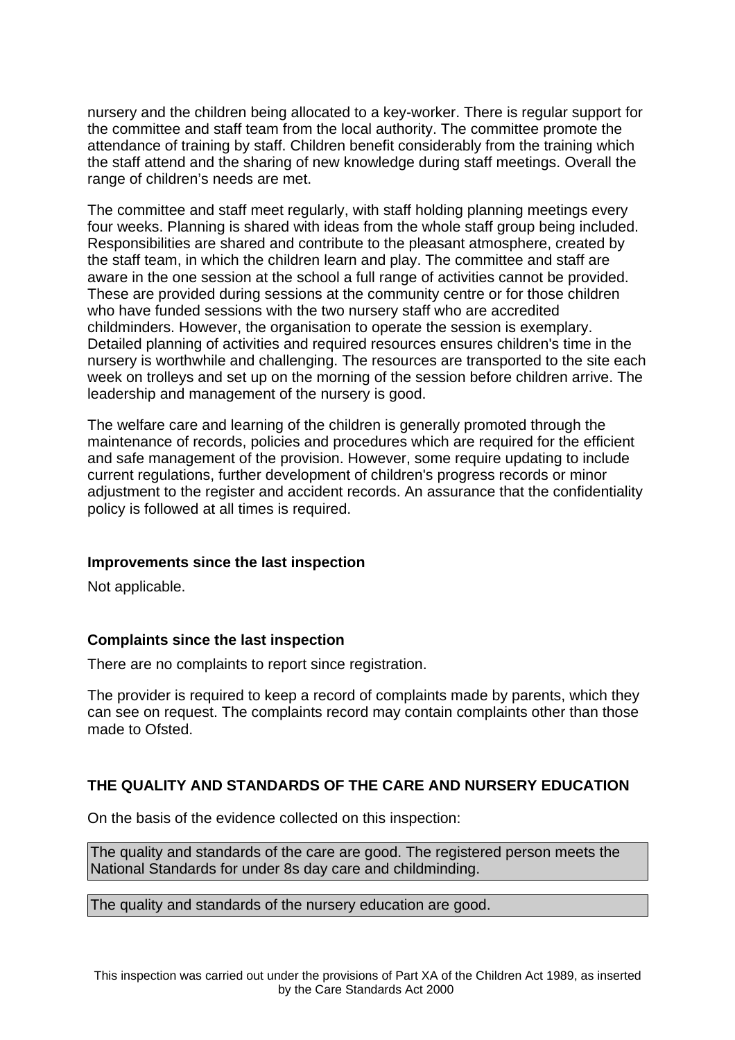nursery and the children being allocated to a key-worker. There is regular support for the committee and staff team from the local authority. The committee promote the attendance of training by staff. Children benefit considerably from the training which the staff attend and the sharing of new knowledge during staff meetings. Overall the range of children's needs are met.

The committee and staff meet regularly, with staff holding planning meetings every four weeks. Planning is shared with ideas from the whole staff group being included. Responsibilities are shared and contribute to the pleasant atmosphere, created by the staff team, in which the children learn and play. The committee and staff are aware in the one session at the school a full range of activities cannot be provided. These are provided during sessions at the community centre or for those children who have funded sessions with the two nursery staff who are accredited childminders. However, the organisation to operate the session is exemplary. Detailed planning of activities and required resources ensures children's time in the nursery is worthwhile and challenging. The resources are transported to the site each week on trolleys and set up on the morning of the session before children arrive. The leadership and management of the nursery is good.

The welfare care and learning of the children is generally promoted through the maintenance of records, policies and procedures which are required for the efficient and safe management of the provision. However, some require updating to include current regulations, further development of children's progress records or minor adjustment to the register and accident records. An assurance that the confidentiality policy is followed at all times is required.

**Improvements since the last inspection**

Not applicable.

**Complaints since the last inspection**

There are no complaints to report since registration.

The provider is required to keep a record of complaints made by parents, which they can see on request. The complaints record may contain complaints other than those made to Ofsted.

## THE QUALITY AND STANDARDS OF THE CARE AND NURSERY EDUCATION

On the basis of the evidence collected on this inspection:

The quality and standards of the care are good. The registered person meets the National Standards for under 8s day care and childminding.

The quality and standards of the nursery education are good.

This inspection was carried out under the provisions of Part XA of the Children Act 1989, as inserted by the Care Standards Act 2000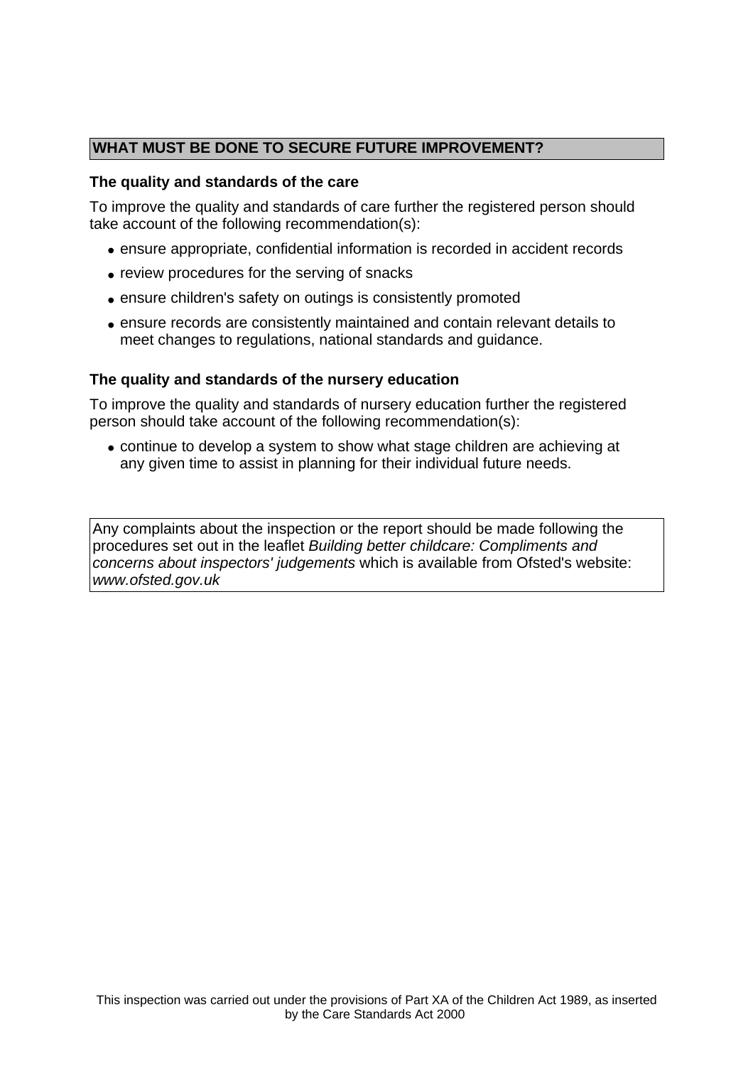## WHAT MUST BE DONE TO SECURE FUTURE IMPROVEMENT?

### The quality and standards of the care

To improve the quality and standards of care further the registered person should take account of the following recommendation(s):

- ensure appropriate, confidential information is recorded in accident records
- review procedures for the serving of snacks
- ensure children's safety on outings is consistently promoted
- ensure records are consistently maintained and contain relevant details to meet changes to regulations, national standards and guidance.

### The quality and standards of the nursery education

To improve the quality and standards of nursery education further the registered person should take account of the following recommendation(s):

- continue to develop a system to show what stage children are achieving at any given time to assist in planning for their individual future needs.

Any complaints about the inspection or the report should be made following the procedures set out in the leaflet *Building better childcare: Compliments and concerns about inspectors' judgements* which is available from Ofsted's website: *www.ofsted.gov.uk*

This inspection was carried out under the provisions of Part XA of the Children Act 1989, as inserted by the Care Standards Act 2000